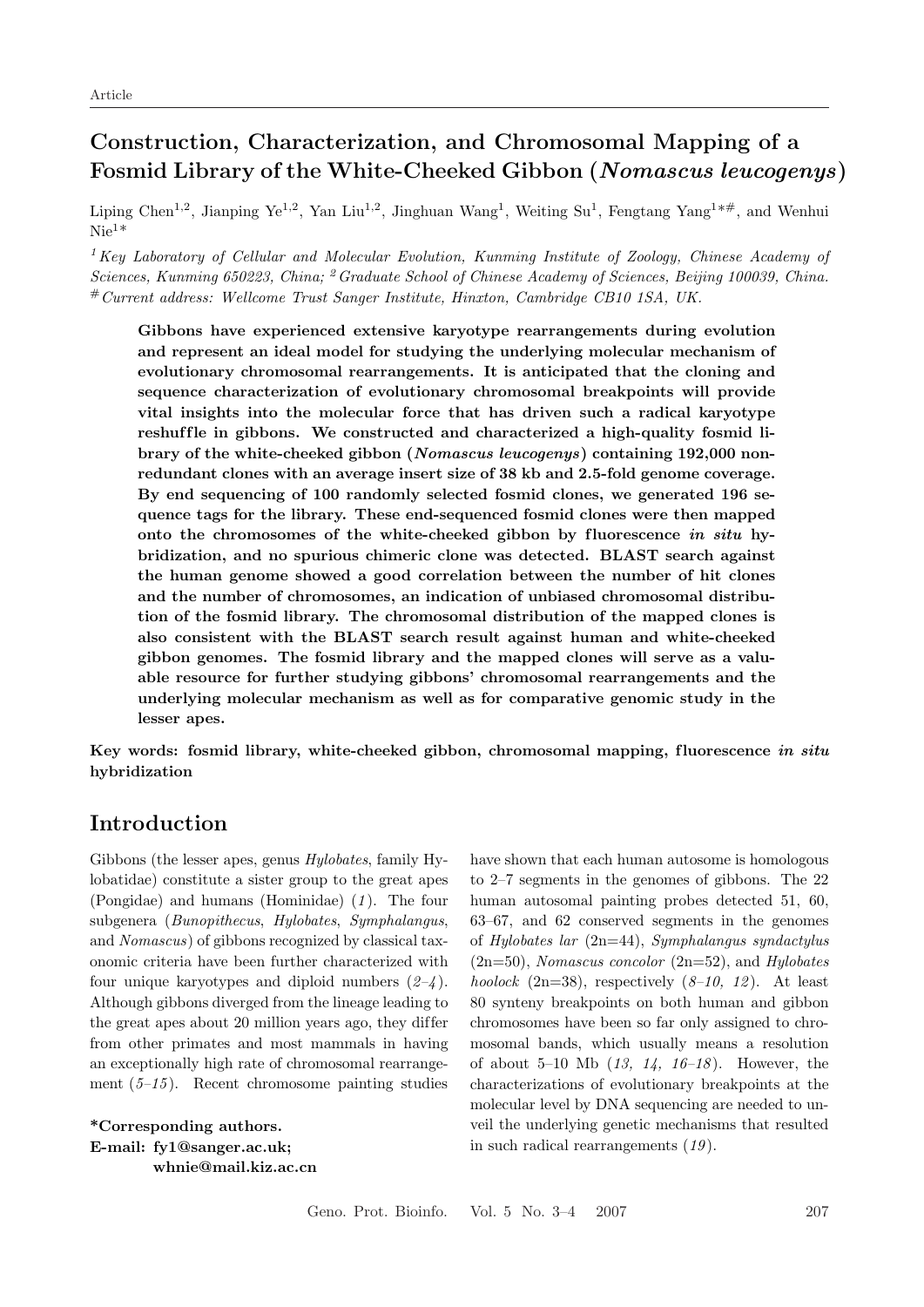Article

# Construction, Characterization, and Chromosomal Mapping of a Fosmid Library of the White-Cheeked Gibbon (*Nomascus leucogenys*)

Liping Chen[1,2], Jianping Ye[1,2], Yan Liu[1,2], Jinghuan Wang[1], Weiting Su[1], Fengtang Yang[1*#], and Wenhui Nie[1*]

[1] *Key Laboratory of Cellular and Molecular Evolution, Kunming Institute of Zoology, Chinese Academy of Sciences, Kunming 650223, China;* [2] *Graduate School of Chinese Academy of Sciences, Beijing 100039, China.*
[#] *Current address: Wellcome Trust Sanger Institute, Hinxton, Cambridge CB10 1SA, UK.*

**Gibbons have experienced extensive karyotype rearrangements during evolution and represent an ideal model for studying the underlying molecular mechanism of evolutionary chromosomal rearrangements. It is anticipated that the cloning and sequence characterization of evolutionary chromosomal breakpoints will provide vital insights into the molecular force that has driven such a radical karyotype reshuffle in gibbons. We constructed and characterized a high-quality fosmid library of the white-cheeked gibbon (*Nomascus leucogenys*) containing 192,000 non-redundant clones with an average insert size of 38 kb and 2.5-fold genome coverage. By end sequencing of 100 randomly selected fosmid clones, we generated 196 sequence tags for the library. These end-sequenced fosmid clones were then mapped onto the chromosomes of the white-cheeked gibbon by fluorescence *in situ* hybridization, and no spurious chimeric clone was detected. BLAST search against the human genome showed a good correlation between the number of hit clones and the number of chromosomes, an indication of unbiased chromosomal distribution of the fosmid library. The chromosomal distribution of the mapped clones is also consistent with the BLAST search result against human and white-cheeked gibbon genomes. The fosmid library and the mapped clones will serve as a valuable resource for further studying gibbons' chromosomal rearrangements and the underlying molecular mechanism as well as for comparative genomic study in the lesser apes.**

**Key words: fosmid library, white-cheeked gibbon, chromosomal mapping, fluorescence *in situ* hybridization**

## Introduction

Gibbons (the lesser apes, genus *Hylobates*, family Hylobatidae) constitute a sister group to the great apes (Pongidae) and humans (Hominidae) (*1*). The four subgenera (*Bunopithecus*, *Hylobates*, *Symphalangus*, and *Nomascus*) of gibbons recognized by classical taxonomic criteria have been further characterized with four unique karyotypes and diploid numbers (*2–4*). Although gibbons diverged from the lineage leading to the great apes about 20 million years ago, they differ from other primates and most mammals in having an exceptionally high rate of chromosomal rearrangement (*5–15*). Recent chromosome painting studies have shown that each human autosome is homologous to 2–7 segments in the genomes of gibbons. The 22 human autosomal painting probes detected 51, 60, 63–67, and 62 conserved segments in the genomes of *Hylobates lar* (2n=44), *Symphalangus syndactylus* (2n=50), *Nomascus concolor* (2n=52), and *Hylobates hoolock* (2n=38), respectively (*8–10, 12*). At least 80 synteny breakpoints on both human and gibbon chromosomes have been so far only assigned to chromosomal bands, which usually means a resolution of about 5–10 Mb (*13, 14, 16–18*). However, the characterizations of evolutionary breakpoints at the molecular level by DNA sequencing are needed to unveil the underlying genetic mechanisms that resulted in such radical rearrangements (*19*).

**\*Corresponding authors.**
**E-mail: fy1@sanger.ac.uk; whnie@mail.kiz.ac.cn**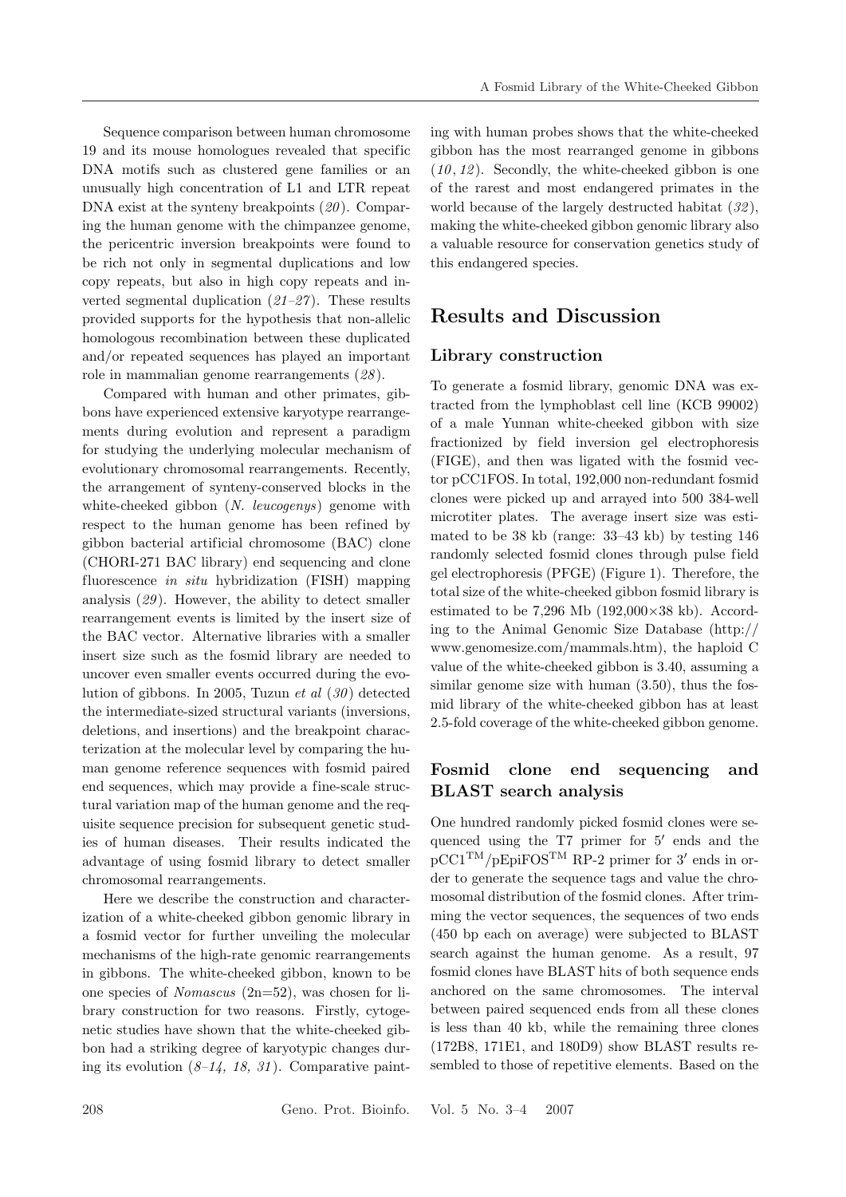Sequence comparison between human chromosome 19 and its mouse homologues revealed that specific DNA motifs such as clustered gene families or an unusually high concentration of L1 and LTR repeat DNA exist at the synteny breakpoints (*20*). Comparing the human genome with the chimpanzee genome, the pericentric inversion breakpoints were found to be rich not only in segmental duplications and low copy repeats, but also in high copy repeats and inverted segmental duplication (*21–27*). These results provided supports for the hypothesis that non-allelic homologous recombination between these duplicated and/or repeated sequences has played an important role in mammalian genome rearrangements (*28*).

Compared with human and other primates, gibbons have experienced extensive karyotype rearrangements during evolution and represent a paradigm for studying the underlying molecular mechanism of evolutionary chromosomal rearrangements. Recently, the arrangement of synteny-conserved blocks in the white-cheeked gibbon (*N. leucogenys*) genome with respect to the human genome has been refined by gibbon bacterial artificial chromosome (BAC) clone (CHORI-271 BAC library) end sequencing and clone fluorescence *in situ* hybridization (FISH) mapping analysis (*29*). However, the ability to detect smaller rearrangement events is limited by the insert size of the BAC vector. Alternative libraries with a smaller insert size such as the fosmid library are needed to uncover even smaller events occurred during the evolution of gibbons. In 2005, Tuzun *et al* (*30*) detected the intermediate-sized structural variants (inversions, deletions, and insertions) and the breakpoint characterization at the molecular level by comparing the human genome reference sequences with fosmid paired end sequences, which may provide a fine-scale structural variation map of the human genome and the requisite sequence precision for subsequent genetic studies of human diseases. Their results indicated the advantage of using fosmid library to detect smaller chromosomal rearrangements.

Here we describe the construction and characterization of a white-cheeked gibbon genomic library in a fosmid vector for further unveiling the molecular mechanisms of the high-rate genomic rearrangements in gibbons. The white-cheeked gibbon, known to be one species of *Nomascus* (2n=52), was chosen for library construction for two reasons. Firstly, cytogenetic studies have shown that the white-cheeked gibbon had a striking degree of karyotypic changes during its evolution (*8–14, 18, 31*). Comparative painting with human probes shows that the white-cheeked gibbon has the most rearranged genome in gibbons (*10*, *12*). Secondly, the white-cheeked gibbon is one of the rarest and most endangered primates in the world because of the largely destructed habitat (*32*), making the white-cheeked gibbon genomic library also a valuable resource for conservation genetics study of this endangered species.

## Results and Discussion

### Library construction

To generate a fosmid library, genomic DNA was extracted from the lymphoblast cell line (KCB 99002) of a male Yunnan white-cheeked gibbon with size fractionized by field inversion gel electrophoresis (FIGE), and then was ligated with the fosmid vector pCC1FOS. In total, 192,000 non-redundant fosmid clones were picked up and arrayed into 500 384-well microtiter plates. The average insert size was estimated to be 38 kb (range: 33–43 kb) by testing 146 randomly selected fosmid clones through pulse field gel electrophoresis (PFGE) (Figure 1). Therefore, the total size of the white-cheeked gibbon fosmid library is estimated to be 7,296 Mb (192,000×38 kb). According to the Animal Genomic Size Database (http://www.genomesize.com/mammals.htm), the haploid C value of the white-cheeked gibbon is 3.40, assuming a similar genome size with human (3.50), thus the fosmid library of the white-cheeked gibbon has at least 2.5-fold coverage of the white-cheeked gibbon genome.

### Fosmid clone end sequencing and BLAST search analysis

One hundred randomly picked fosmid clones were sequenced using the T7 primer for 5′ ends and the pCC1$^{TM}$/pEpiFOS$^{TM}$ RP-2 primer for 3′ ends in order to generate the sequence tags and value the chromosomal distribution of the fosmid clones. After trimming the vector sequences, the sequences of two ends (450 bp each on average) were subjected to BLAST search against the human genome. As a result, 97 fosmid clones have BLAST hits of both sequence ends anchored on the same chromosomes. The interval between paired sequenced ends from all these clones is less than 40 kb, while the remaining three clones (172B8, 171E1, and 180D9) show BLAST results resembled to those of repetitive elements. Based on the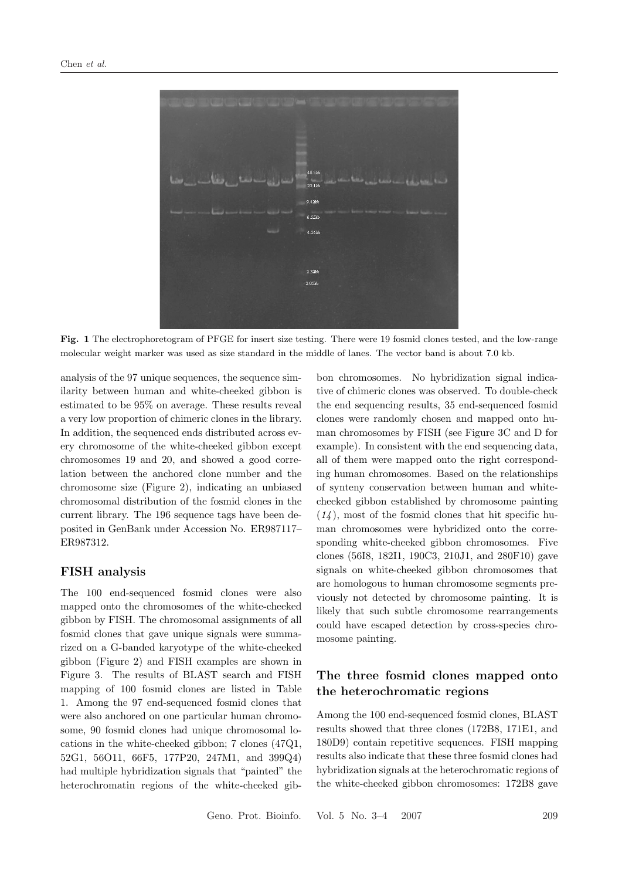**Fig. 1** The electrophoretogram of PFGE for insert size testing. There were 19 fosmid clones tested, and the low-range molecular weight marker was used as size standard in the middle of lanes. The vector band is about 7.0 kb.

analysis of the 97 unique sequences, the sequence similarity between human and white-cheeked gibbon is estimated to be 95% on average. These results reveal a very low proportion of chimeric clones in the library. In addition, the sequenced ends distributed across every chromosome of the white-cheeked gibbon except chromosomes 19 and 20, and showed a good correlation between the anchored clone number and the chromosome size (Figure 2), indicating an unbiased chromosomal distribution of the fosmid clones in the current library. The 196 sequence tags have been deposited in GenBank under Accession No. ER987117–ER987312.

## FISH analysis

The 100 end-sequenced fosmid clones were also mapped onto the chromosomes of the white-cheeked gibbon by FISH. The chromosomal assignments of all fosmid clones that gave unique signals were summarized on a G-banded karyotype of the white-cheeked gibbon (Figure 2) and FISH examples are shown in Figure 3. The results of BLAST search and FISH mapping of 100 fosmid clones are listed in Table 1. Among the 97 end-sequenced fosmid clones that were also anchored on one particular human chromosome, 90 fosmid clones had unique chromosomal locations in the white-cheeked gibbon; 7 clones (47Q1, 52G1, 56O11, 66F5, 177P20, 247M1, and 399Q4) had multiple hybridization signals that "painted" the heterochromatin regions of the white-cheeked gibbon chromosomes. No hybridization signal indicative of chimeric clones was observed. To double-check the end sequencing results, 35 end-sequenced fosmid clones were randomly chosen and mapped onto human chromosomes by FISH (see Figure 3C and D for example). In consistent with the end sequencing data, all of them were mapped onto the right corresponding human chromosomes. Based on the relationships of synteny conservation between human and white-cheeked gibbon established by chromosome painting (*14*), most of the fosmid clones that hit specific human chromosomes were hybridized onto the corresponding white-cheeked gibbon chromosomes. Five clones (56I8, 182I1, 190C3, 210J1, and 280F10) gave signals on white-cheeked gibbon chromosomes that are homologous to human chromosome segments previously not detected by chromosome painting. It is likely that such subtle chromosome rearrangements could have escaped detection by cross-species chromosome painting.

## The three fosmid clones mapped onto the heterochromatic regions

Among the 100 end-sequenced fosmid clones, BLAST results showed that three clones (172B8, 171E1, and 180D9) contain repetitive sequences. FISH mapping results also indicate that these three fosmid clones had hybridization signals at the heterochromatic regions of the white-cheeked gibbon chromosomes: 172B8 gave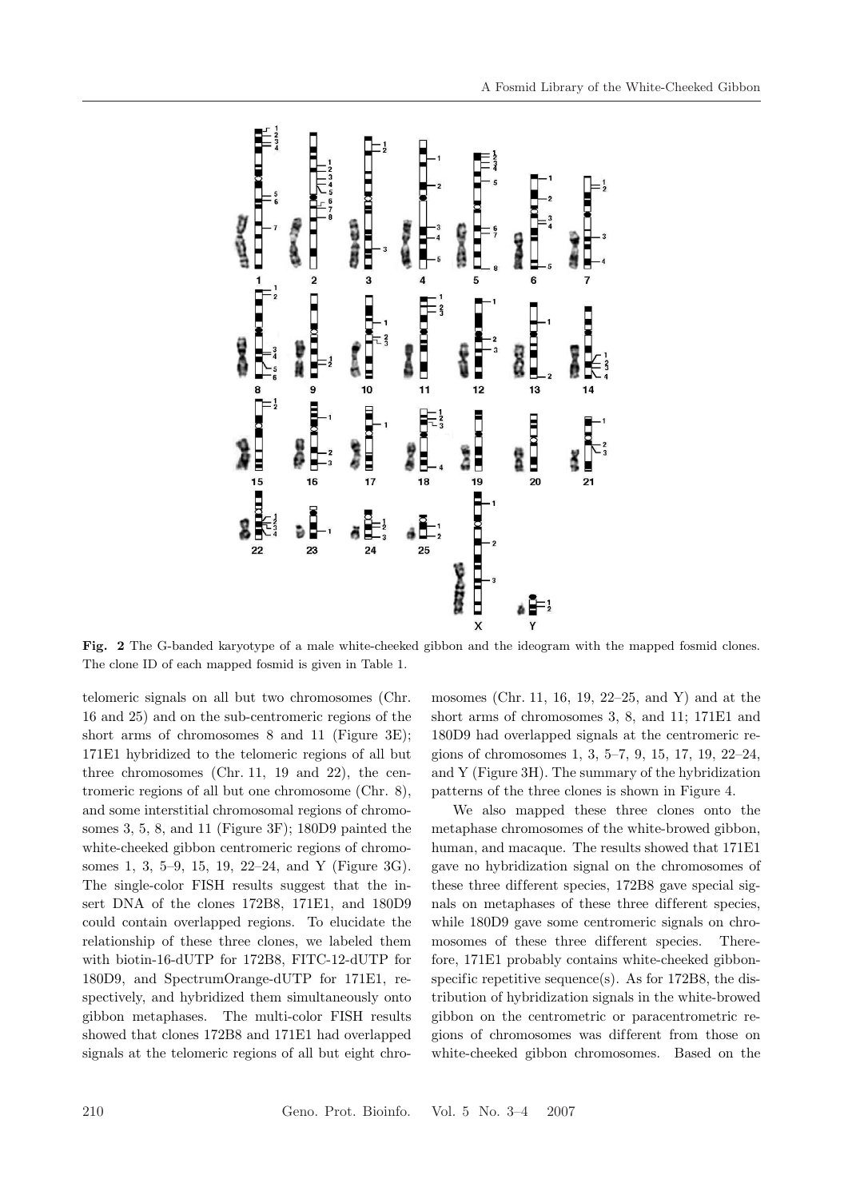**Fig. 2** The G-banded karyotype of a male white-cheeked gibbon and the ideogram with the mapped fosmid clones. The clone ID of each mapped fosmid is given in Table 1.

telomeric signals on all but two chromosomes (Chr. 16 and 25) and on the sub-centromeric regions of the short arms of chromosomes 8 and 11 (Figure 3E); 171E1 hybridized to the telomeric regions of all but three chromosomes (Chr. 11, 19 and 22), the centromeric regions of all but one chromosome (Chr. 8), and some interstitial chromosomal regions of chromosomes 3, 5, 8, and 11 (Figure 3F); 180D9 painted the white-cheeked gibbon centromeric regions of chromosomes 1, 3, 5–9, 15, 19, 22–24, and Y (Figure 3G). The single-color FISH results suggest that the insert DNA of the clones 172B8, 171E1, and 180D9 could contain overlapped regions. To elucidate the relationship of these three clones, we labeled them with biotin-16-dUTP for 172B8, FITC-12-dUTP for 180D9, and SpectrumOrange-dUTP for 171E1, respectively, and hybridized them simultaneously onto gibbon metaphases. The multi-color FISH results showed that clones 172B8 and 171E1 had overlapped signals at the telomeric regions of all but eight chromosomes (Chr. 11, 16, 19, 22–25, and Y) and at the short arms of chromosomes 3, 8, and 11; 171E1 and 180D9 had overlapped signals at the centromeric regions of chromosomes 1, 3, 5–7, 9, 15, 17, 19, 22–24, and Y (Figure 3H). The summary of the hybridization patterns of the three clones is shown in Figure 4.

We also mapped these three clones onto the metaphase chromosomes of the white-browed gibbon, human, and macaque. The results showed that 171E1 gave no hybridization signal on the chromosomes of these three different species, 172B8 gave special signals on metaphases of these three different species, while 180D9 gave some centromeric signals on chromosomes of these three different species. Therefore, 171E1 probably contains white-cheeked gibbon-specific repetitive sequence(s). As for 172B8, the distribution of hybridization signals in the white-browed gibbon on the centrometric or paracentrometric regions of chromosomes was different from those on white-cheeked gibbon chromosomes. Based on the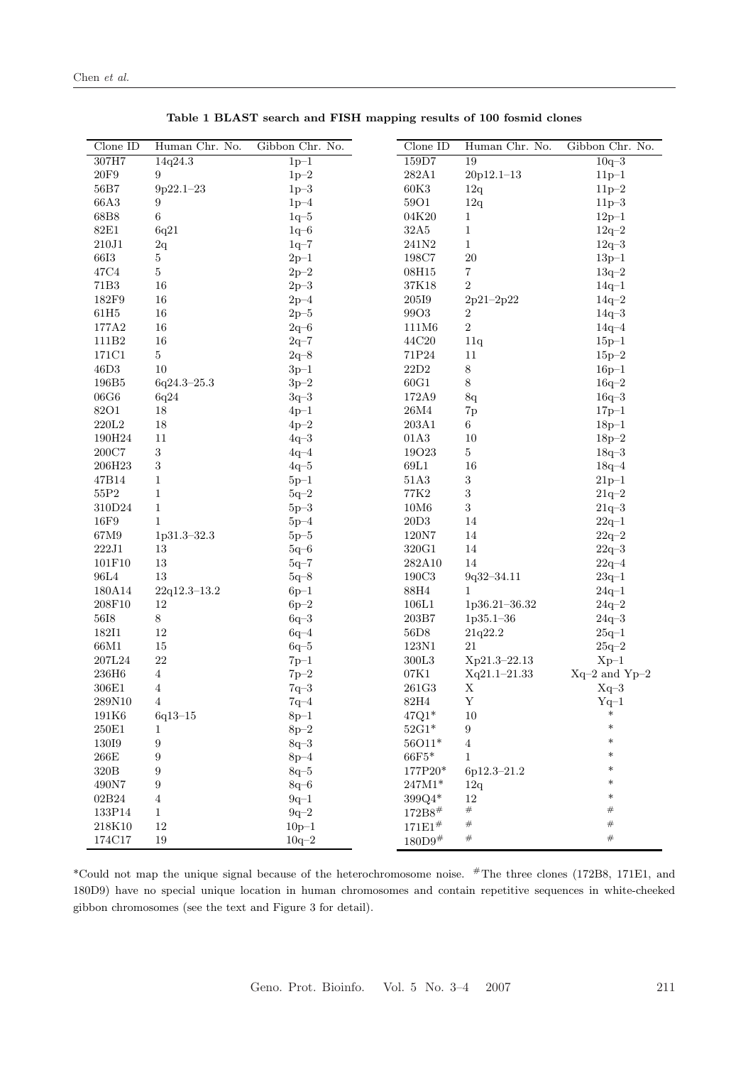**Table 1 BLAST search and FISH mapping results of 100 fosmid clones**

| Clone ID | Human Chr. No. | Gibbon Chr. No. | Clone ID | Human Chr. No. | Gibbon Chr. No. |
|---|---|---|---|---|---|
| 307H7 | 14q24.3 | 1p–1 | 159D7 | 19 | 10q–3 |
| 20F9 | 9 | 1p–2 | 282A1 | 20p12.1–13 | 11p–1 |
| 56B7 | 9p22.1–23 | 1p–3 | 60K3 | 12q | 11p–2 |
| 66A3 | 9 | 1p–4 | 59O1 | 12q | 11p–3 |
| 68B8 | 6 | 1q–5 | 04K20 | 1 | 12p–1 |
| 82E1 | 6q21 | 1q–6 | 32A5 | 1 | 12q–2 |
| 210J1 | 2q | 1q–7 | 241N2 | 1 | 12q–3 |
| 66I3 | 5 | 2p–1 | 198C7 | 20 | 13p–1 |
| 47C4 | 5 | 2p–2 | 08H15 | 7 | 13q–2 |
| 71B3 | 16 | 2p–3 | 37K18 | 2 | 14q–1 |
| 182F9 | 16 | 2p–4 | 205I9 | 2p21–2p22 | 14q–2 |
| 61H5 | 16 | 2p–5 | 99O3 | 2 | 14q–3 |
| 177A2 | 16 | 2q–6 | 111M6 | 2 | 14q–4 |
| 111B2 | 16 | 2q–7 | 44C20 | 11q | 15p–1 |
| 171C1 | 5 | 2q–8 | 71P24 | 11 | 15p–2 |
| 46D3 | 10 | 3p–1 | 22D2 | 8 | 16p–1 |
| 196B5 | 6q24.3–25.3 | 3p–2 | 60G1 | 8 | 16q–2 |
| 06G6 | 6q24 | 3q–3 | 172A9 | 8q | 16q–3 |
| 82O1 | 18 | 4p–1 | 26M4 | 7p | 17p–1 |
| 220L2 | 18 | 4p–2 | 203A1 | 6 | 18p–1 |
| 190H24 | 11 | 4q–3 | 01A3 | 10 | 18p–2 |
| 200C7 | 3 | 4q–4 | 19O23 | 5 | 18q–3 |
| 206H23 | 3 | 4q–5 | 69L1 | 16 | 18q–4 |
| 47B14 | 1 | 5p–1 | 51A3 | 3 | 21p–1 |
| 55P2 | 1 | 5q–2 | 77K2 | 3 | 21q–2 |
| 310D24 | 1 | 5p–3 | 10M6 | 3 | 21q–3 |
| 16F9 | 1 | 5p–4 | 20D3 | 14 | 22q–1 |
| 67M9 | 1p31.3–32.3 | 5p–5 | 120N7 | 14 | 22q–2 |
| 222J1 | 13 | 5q–6 | 320G1 | 14 | 22q–3 |
| 101F10 | 13 | 5q–7 | 282A10 | 14 | 22q–4 |
| 96L4 | 13 | 5q–8 | 190C3 | 9q32–34.11 | 23q–1 |
| 180A14 | 22q12.3–13.2 | 6p–1 | 88H4 | 1 | 24q–1 |
| 208F10 | 12 | 6p–2 | 106L1 | 1p36.21–36.32 | 24q–2 |
| 56I8 | 8 | 6q–3 | 203B7 | 1p35.1–36 | 24q–3 |
| 182I1 | 12 | 6q–4 | 56D8 | 21q22.2 | 25q–1 |
| 66M1 | 15 | 6q–5 | 123N1 | 21 | 25q–2 |
| 207L24 | 22 | 7p–1 | 300L3 | Xp21.3–22.13 | Xp–1 |
| 236H6 | 4 | 7p–2 | 07K1 | Xq21.1–21.33 | Xq–2 and Yp–2 |
| 306E1 | 4 | 7q–3 | 261G3 | X | Xq–3 |
| 289N10 | 4 | 7q–4 | 82H4 | Y | Yq–1 |
| 191K6 | 6q13–15 | 8p–1 | 47Q1* | 10 | * |
| 250E1 | 1 | 8p–2 | 52G1* | 9 | * |
| 130I9 | 9 | 8q–3 | 56O11* | 4 | * |
| 266E | 9 | 8p–4 | 66F5* | 1 | * |
| 320B | 9 | 8q–5 | 177P20* | 6p12.3–21.2 | * |
| 490N7 | 9 | 8q–6 | 247M1* | 12q | * |
| 02B24 | 4 | 9q–1 | 399Q4* | 12 | * |
| 133P14 | 1 | 9q–2 | 172B8# | # | # |
| 218K10 | 12 | 10p–1 | 171E1# | # | # |
| 174C17 | 19 | 10q–2 | 180D9# | # | # |

*Could not map the unique signal because of the heterochromosome noise. #The three clones (172B8, 171E1, and 180D9) have no special unique location in human chromosomes and contain repetitive sequences in white-cheeked gibbon chromosomes (see the text and Figure 3 for detail).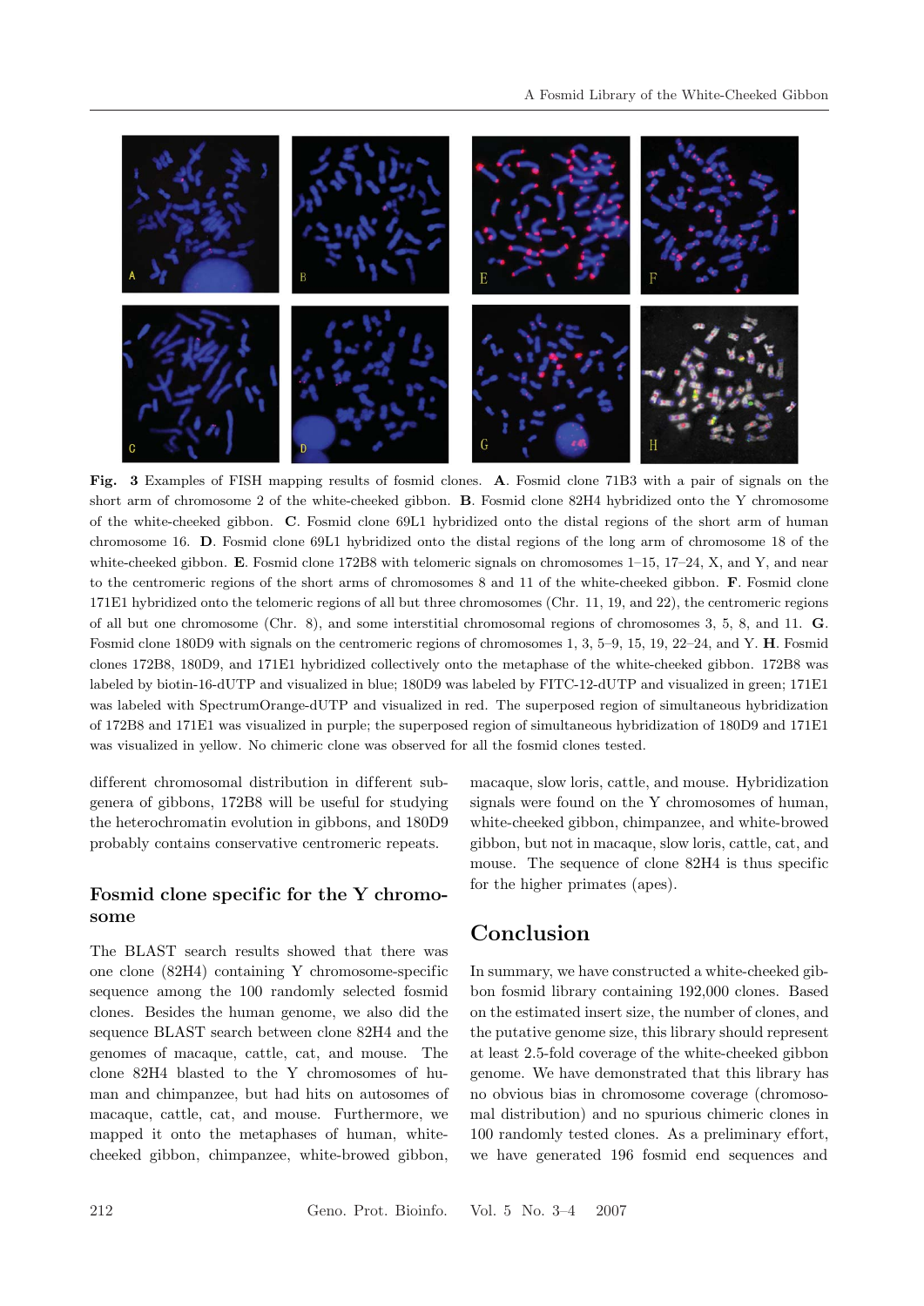**Fig. 3** Examples of FISH mapping results of fosmid clones. **A**. Fosmid clone 71B3 with a pair of signals on the short arm of chromosome 2 of the white-cheeked gibbon. **B**. Fosmid clone 82H4 hybridized onto the Y chromosome of the white-cheeked gibbon. **C**. Fosmid clone 69L1 hybridized onto the distal regions of the short arm of human chromosome 16. **D**. Fosmid clone 69L1 hybridized onto the distal regions of the long arm of chromosome 18 of the white-cheeked gibbon. **E**. Fosmid clone 172B8 with telomeric signals on chromosomes 1–15, 17–24, X, and Y, and near to the centromeric regions of the short arms of chromosomes 8 and 11 of the white-cheeked gibbon. **F**. Fosmid clone 171E1 hybridized onto the telomeric regions of all but three chromosomes (Chr. 11, 19, and 22), the centromeric regions of all but one chromosome (Chr. 8), and some interstitial chromosomal regions of chromosomes 3, 5, 8, and 11. **G**. Fosmid clone 180D9 with signals on the centromeric regions of chromosomes 1, 3, 5–9, 15, 19, 22–24, and Y. **H**. Fosmid clones 172B8, 180D9, and 171E1 hybridized collectively onto the metaphase of the white-cheeked gibbon. 172B8 was labeled by biotin-16-dUTP and visualized in blue; 180D9 was labeled by FITC-12-dUTP and visualized in green; 171E1 was labeled with SpectrumOrange-dUTP and visualized in red. The superposed region of simultaneous hybridization of 172B8 and 171E1 was visualized in purple; the superposed region of simultaneous hybridization of 180D9 and 171E1 was visualized in yellow. No chimeric clone was observed for all the fosmid clones tested.

different chromosomal distribution in different subgenera of gibbons, 172B8 will be useful for studying the heterochromatin evolution in gibbons, and 180D9 probably contains conservative centromeric repeats.

### Fosmid clone specific for the Y chromosome

The BLAST search results showed that there was one clone (82H4) containing Y chromosome-specific sequence among the 100 randomly selected fosmid clones. Besides the human genome, we also did the sequence BLAST search between clone 82H4 and the genomes of macaque, cattle, cat, and mouse. The clone 82H4 blasted to the Y chromosomes of human and chimpanzee, but had hits on autosomes of macaque, cattle, cat, and mouse. Furthermore, we mapped it onto the metaphases of human, white-cheeked gibbon, chimpanzee, white-browed gibbon, macaque, slow loris, cattle, and mouse. Hybridization signals were found on the Y chromosomes of human, white-cheeked gibbon, chimpanzee, and white-browed gibbon, but not in macaque, slow loris, cattle, cat, and mouse. The sequence of clone 82H4 is thus specific for the higher primates (apes).

## Conclusion

In summary, we have constructed a white-cheeked gibbon fosmid library containing 192,000 clones. Based on the estimated insert size, the number of clones, and the putative genome size, this library should represent at least 2.5-fold coverage of the white-cheeked gibbon genome. We have demonstrated that this library has no obvious bias in chromosome coverage (chromosomal distribution) and no spurious chimeric clones in 100 randomly tested clones. As a preliminary effort, we have generated 196 fosmid end sequences and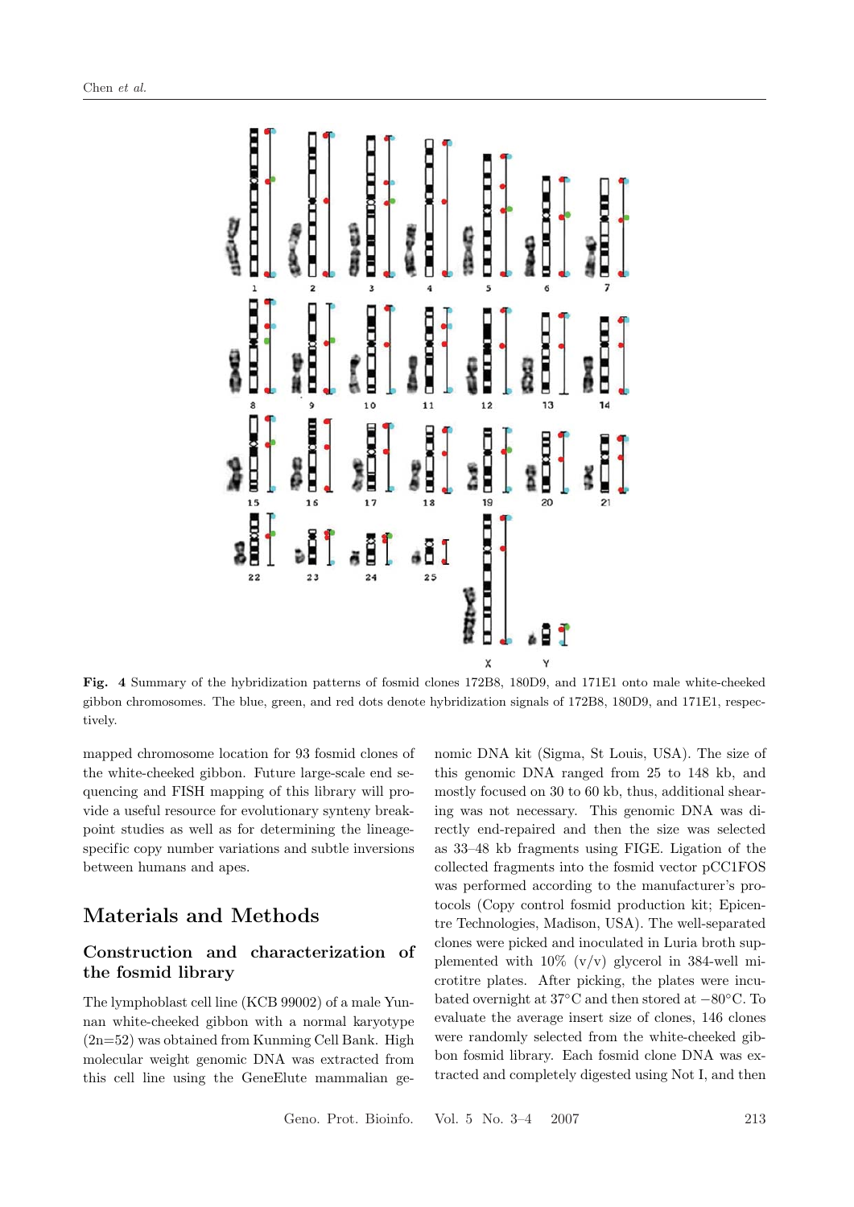**Fig. 4** Summary of the hybridization patterns of fosmid clones 172B8, 180D9, and 171E1 onto male white-cheeked gibbon chromosomes. The blue, green, and red dots denote hybridization signals of 172B8, 180D9, and 171E1, respectively.

mapped chromosome location for 93 fosmid clones of the white-cheeked gibbon. Future large-scale end sequencing and FISH mapping of this library will provide a useful resource for evolutionary synteny breakpoint studies as well as for determining the lineage-specific copy number variations and subtle inversions between humans and apes.

## Materials and Methods

### Construction and characterization of the fosmid library

The lymphoblast cell line (KCB 99002) of a male Yunnan white-cheeked gibbon with a normal karyotype (2n=52) was obtained from Kunming Cell Bank. High molecular weight genomic DNA was extracted from this cell line using the GeneElute mammalian genomic DNA kit (Sigma, St Louis, USA). The size of this genomic DNA ranged from 25 to 148 kb, and mostly focused on 30 to 60 kb, thus, additional shearing was not necessary. This genomic DNA was directly end-repaired and then the size was selected as 33–48 kb fragments using FIGE. Ligation of the collected fragments into the fosmid vector pCC1FOS was performed according to the manufacturer's protocols (Copy control fosmid production kit; Epicentre Technologies, Madison, USA). The well-separated clones were picked and inoculated in Luria broth supplemented with 10% (v/v) glycerol in 384-well microtitre plates. After picking, the plates were incubated overnight at 37°C and then stored at −80°C. To evaluate the average insert size of clones, 146 clones were randomly selected from the white-cheeked gibbon fosmid library. Each fosmid clone DNA was extracted and completely digested using Not I, and then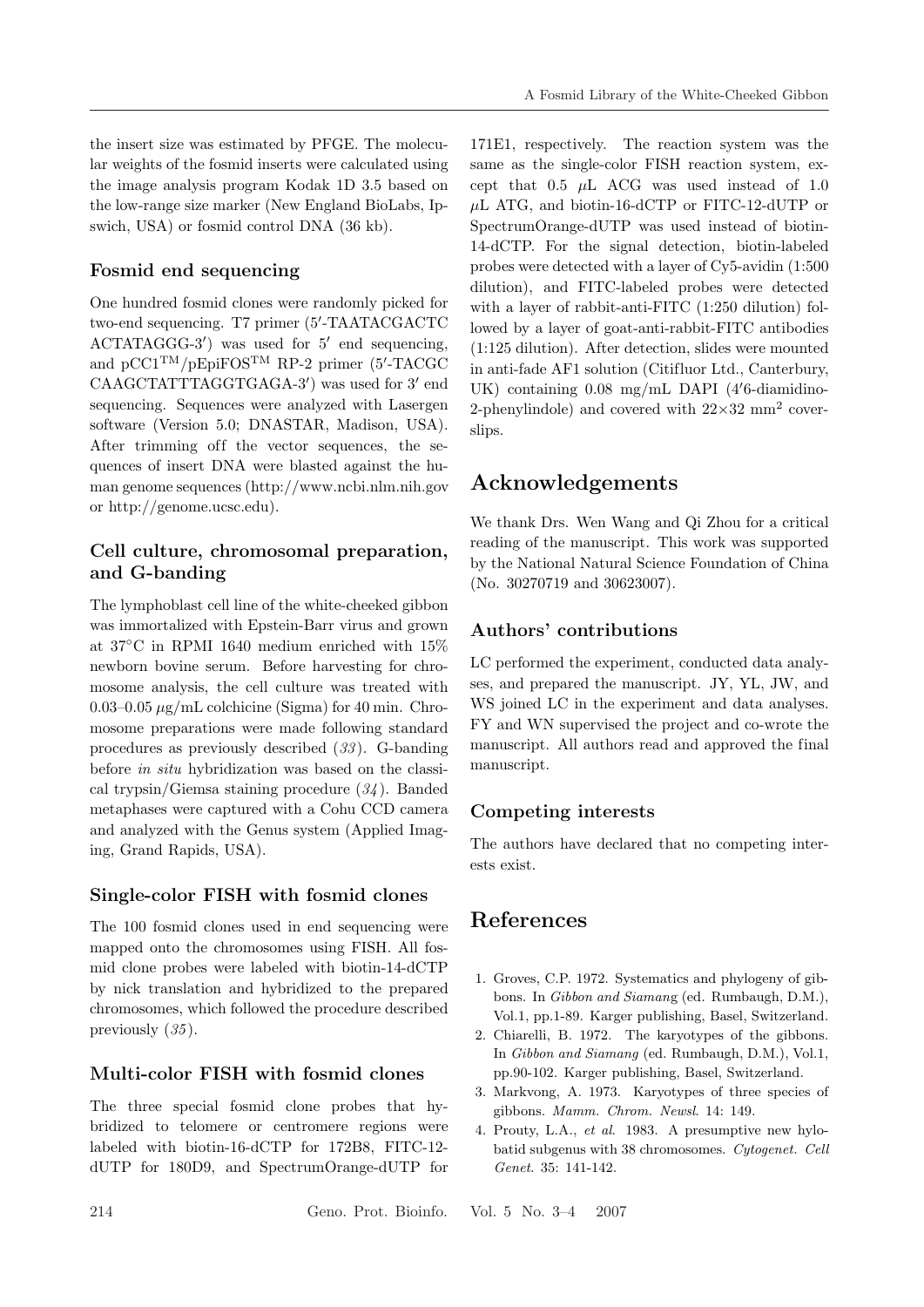the insert size was estimated by PFGE. The molecular weights of the fosmid inserts were calculated using the image analysis program Kodak 1D 3.5 based on the low-range size marker (New England BioLabs, Ipswich, USA) or fosmid control DNA (36 kb).

### Fosmid end sequencing

One hundred fosmid clones were randomly picked for two-end sequencing. T7 primer (5′-TAATACGACTC ACTATAGGG-3′) was used for 5′ end sequencing, and pCC1™/pEpiFOS™ RP-2 primer (5′-TACGC CAAGCTATTTAGGTGAGA-3′) was used for 3′ end sequencing. Sequences were analyzed with Lasergen software (Version 5.0; DNASTAR, Madison, USA). After trimming off the vector sequences, the sequences of insert DNA were blasted against the human genome sequences (http://www.ncbi.nlm.nih.gov or http://genome.ucsc.edu).

### Cell culture, chromosomal preparation, and G-banding

The lymphoblast cell line of the white-cheeked gibbon was immortalized with Epstein-Barr virus and grown at 37°C in RPMI 1640 medium enriched with 15% newborn bovine serum. Before harvesting for chromosome analysis, the cell culture was treated with 0.03–0.05 $\mu$g/mL colchicine (Sigma) for 40 min. Chromosome preparations were made following standard procedures as previously described (*33*). G-banding before *in situ* hybridization was based on the classical trypsin/Giemsa staining procedure (*34*). Banded metaphases were captured with a Cohu CCD camera and analyzed with the Genus system (Applied Imaging, Grand Rapids, USA).

### Single-color FISH with fosmid clones

The 100 fosmid clones used in end sequencing were mapped onto the chromosomes using FISH. All fosmid clone probes were labeled with biotin-14-dCTP by nick translation and hybridized to the prepared chromosomes, which followed the procedure described previously (*35*).

### Multi-color FISH with fosmid clones

The three special fosmid clone probes that hybridized to telomere or centromere regions were labeled with biotin-16-dCTP for 172B8, FITC-12-dUTP for 180D9, and SpectrumOrange-dUTP for 171E1, respectively. The reaction system was the same as the single-color FISH reaction system, except that 0.5 $\mu$L ACG was used instead of 1.0 $\mu$L ATG, and biotin-16-dCTP or FITC-12-dUTP or SpectrumOrange-dUTP was used instead of biotin-14-dCTP. For the signal detection, biotin-labeled probes were detected with a layer of Cy5-avidin (1:500 dilution), and FITC-labeled probes were detected with a layer of rabbit-anti-FITC (1:250 dilution) followed by a layer of goat-anti-rabbit-FITC antibodies (1:125 dilution). After detection, slides were mounted in anti-fade AF1 solution (Citifluor Ltd., Canterbury, UK) containing 0.08 mg/mL DAPI (4′6-diamidino-2-phenylindole) and covered with 22×32 mm$^2$ coverslips.

## Acknowledgements

We thank Drs. Wen Wang and Qi Zhou for a critical reading of the manuscript. This work was supported by the National Natural Science Foundation of China (No. 30270719 and 30623007).

### Authors' contributions

LC performed the experiment, conducted data analyses, and prepared the manuscript. JY, YL, JW, and WS joined LC in the experiment and data analyses. FY and WN supervised the project and co-wrote the manuscript. All authors read and approved the final manuscript.

### Competing interests

The authors have declared that no competing interests exist.

## References

1. Groves, C.P. 1972. Systematics and phylogeny of gibbons. In *Gibbon and Siamang* (ed. Rumbaugh, D.M.), Vol.1, pp.1-89. Karger publishing, Basel, Switzerland.
2. Chiarelli, B. 1972. The karyotypes of the gibbons. In *Gibbon and Siamang* (ed. Rumbaugh, D.M.), Vol.1, pp.90-102. Karger publishing, Basel, Switzerland.
3. Markvong, A. 1973. Karyotypes of three species of gibbons. *Mamm. Chrom. Newsl*. 14: 149.
4. Prouty, L.A., *et al*. 1983. A presumptive new hylobatid subgenus with 38 chromosomes. *Cytogenet. Cell Genet*. 35: 141-142.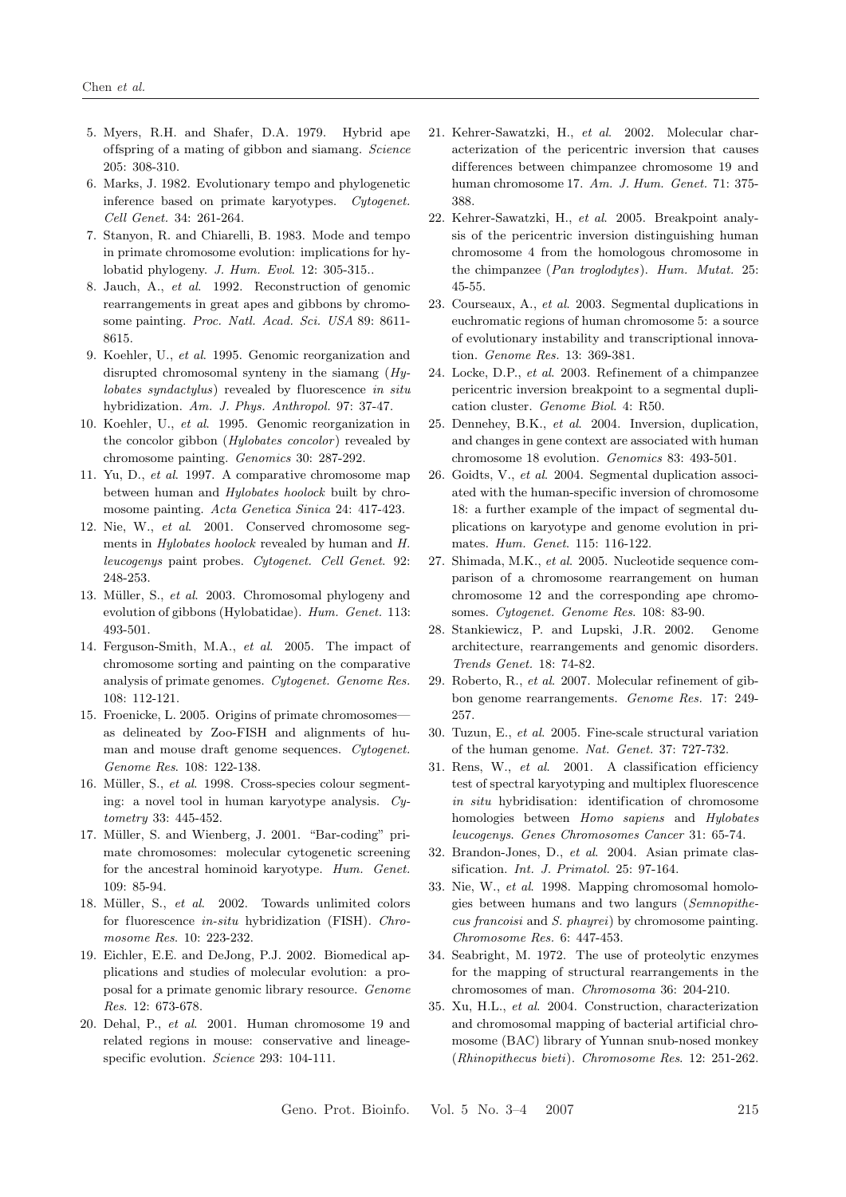5. Myers, R.H. and Shafer, D.A. 1979. Hybrid ape offspring of a mating of gibbon and siamang. *Science* 205: 308-310.
6. Marks, J. 1982. Evolutionary tempo and phylogenetic inference based on primate karyotypes. *Cytogenet. Cell Genet.* 34: 261-264.
7. Stanyon, R. and Chiarelli, B. 1983. Mode and tempo in primate chromosome evolution: implications for hylobatid phylogeny. *J. Hum. Evol*. 12: 305-315..
8. Jauch, A., *et al*. 1992. Reconstruction of genomic rearrangements in great apes and gibbons by chromosome painting. *Proc. Natl. Acad. Sci. USA* 89: 8611-8615.
9. Koehler, U., *et al*. 1995. Genomic reorganization and disrupted chromosomal synteny in the siamang (*Hylobates syndactylus*) revealed by fluorescence *in situ* hybridization. *Am. J. Phys. Anthropol.* 97: 37-47.
10. Koehler, U., *et al*. 1995. Genomic reorganization in the concolor gibbon (*Hylobates concolor*) revealed by chromosome painting. *Genomics* 30: 287-292.
11. Yu, D., *et al*. 1997. A comparative chromosome map between human and *Hylobates hoolock* built by chromosome painting. *Acta Genetica Sinica* 24: 417-423.
12. Nie, W., *et al*. 2001. Conserved chromosome segments in *Hylobates hoolock* revealed by human and *H. leucogenys* paint probes. *Cytogenet. Cell Genet*. 92: 248-253.
13. Müller, S., *et al*. 2003. Chromosomal phylogeny and evolution of gibbons (Hylobatidae). *Hum. Genet.* 113: 493-501.
14. Ferguson-Smith, M.A., *et al*. 2005. The impact of chromosome sorting and painting on the comparative analysis of primate genomes. *Cytogenet. Genome Res.* 108: 112-121.
15. Froenicke, L. 2005. Origins of primate chromosomes—as delineated by Zoo-FISH and alignments of human and mouse draft genome sequences. *Cytogenet. Genome Res*. 108: 122-138.
16. Müller, S., *et al*. 1998. Cross-species colour segmenting: a novel tool in human karyotype analysis. *Cytometry* 33: 445-452.
17. Müller, S. and Wienberg, J. 2001. "Bar-coding" primate chromosomes: molecular cytogenetic screening for the ancestral hominoid karyotype. *Hum. Genet.* 109: 85-94.
18. Müller, S., *et al*. 2002. Towards unlimited colors for fluorescence *in-situ* hybridization (FISH). *Chromosome Res*. 10: 223-232.
19. Eichler, E.E. and DeJong, P.J. 2002. Biomedical applications and studies of molecular evolution: a proposal for a primate genomic library resource. *Genome Res*. 12: 673-678.
20. Dehal, P., *et al*. 2001. Human chromosome 19 and related regions in mouse: conservative and lineage-specific evolution. *Science* 293: 104-111.
21. Kehrer-Sawatzki, H., *et al*. 2002. Molecular characterization of the pericentric inversion that causes differences between chimpanzee chromosome 19 and human chromosome 17. *Am. J. Hum. Genet.* 71: 375-388.
22. Kehrer-Sawatzki, H., *et al*. 2005. Breakpoint analysis of the pericentric inversion distinguishing human chromosome 4 from the homologous chromosome in the chimpanzee (*Pan troglodytes*). *Hum. Mutat.* 25: 45-55.
23. Courseaux, A., *et al*. 2003. Segmental duplications in euchromatic regions of human chromosome 5: a source of evolutionary instability and transcriptional innovation. *Genome Res.* 13: 369-381.
24. Locke, D.P., *et al*. 2003. Refinement of a chimpanzee pericentric inversion breakpoint to a segmental duplication cluster. *Genome Biol*. 4: R50.
25. Dennehey, B.K., *et al*. 2004. Inversion, duplication, and changes in gene context are associated with human chromosome 18 evolution. *Genomics* 83: 493-501.
26. Goidts, V., *et al*. 2004. Segmental duplication associated with the human-specific inversion of chromosome 18: a further example of the impact of segmental duplications on karyotype and genome evolution in primates. *Hum. Genet.* 115: 116-122.
27. Shimada, M.K., *et al*. 2005. Nucleotide sequence comparison of a chromosome rearrangement on human chromosome 12 and the corresponding ape chromosomes. *Cytogenet. Genome Res*. 108: 83-90.
28. Stankiewicz, P. and Lupski, J.R. 2002. Genome architecture, rearrangements and genomic disorders. *Trends Genet.* 18: 74-82.
29. Roberto, R., *et al*. 2007. Molecular refinement of gibbon genome rearrangements. *Genome Res.* 17: 249-257.
30. Tuzun, E., *et al*. 2005. Fine-scale structural variation of the human genome. *Nat. Genet.* 37: 727-732.
31. Rens, W., *et al*. 2001. A classification efficiency test of spectral karyotyping and multiplex fluorescence *in situ* hybridisation: identification of chromosome homologies between *Homo sapiens* and *Hylobates leucogenys*. *Genes Chromosomes Cancer* 31: 65-74.
32. Brandon-Jones, D., *et al*. 2004. Asian primate classification. *Int. J. Primatol.* 25: 97-164.
33. Nie, W., *et al*. 1998. Mapping chromosomal homologies between humans and two langurs (*Semnopithecus francoisi* and *S. phayrei*) by chromosome painting. *Chromosome Res.* 6: 447-453.
34. Seabright, M. 1972. The use of proteolytic enzymes for the mapping of structural rearrangements in the chromosomes of man. *Chromosoma* 36: 204-210.
35. Xu, H.L., *et al*. 2004. Construction, characterization and chromosomal mapping of bacterial artificial chromosome (BAC) library of Yunnan snub-nosed monkey (*Rhinopithecus bieti*). *Chromosome Res*. 12: 251-262.